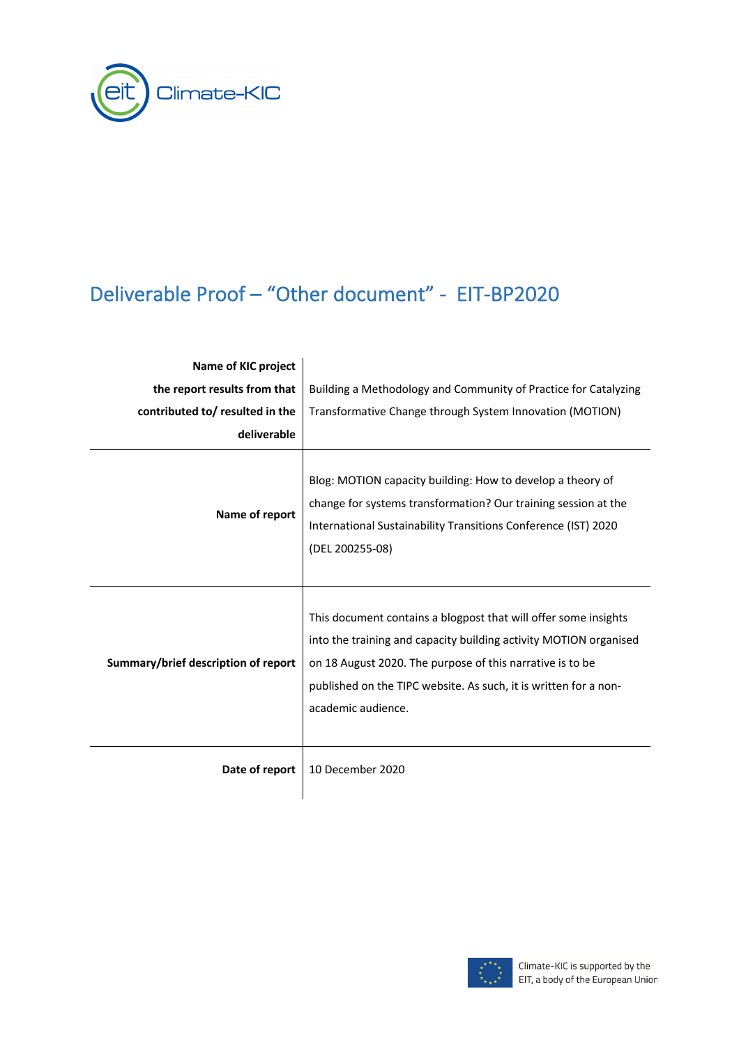# Deliverable Proof – "Other document" - EIT-BP2020

| | |
|---|---|
| **Name of KIC project the report results from that contributed to/ resulted in the deliverable** | Building a Methodology and Community of Practice for Catalyzing Transformative Change through System Innovation (MOTION) |
| **Name of report** | Blog: MOTION capacity building: How to develop a theory of change for systems transformation? Our training session at the International Sustainability Transitions Conference (IST) 2020 (DEL 200255-08) |
| **Summary/brief description of report** | This document contains a blogpost that will offer some insights into the training and capacity building activity MOTION organised on 18 August 2020. The purpose of this narrative is to be published on the TIPC website. As such, it is written for a non-academic audience. |
| **Date of report** | 10 December 2020 |

Climate-KIC is supported by the EIT, a body of the European Union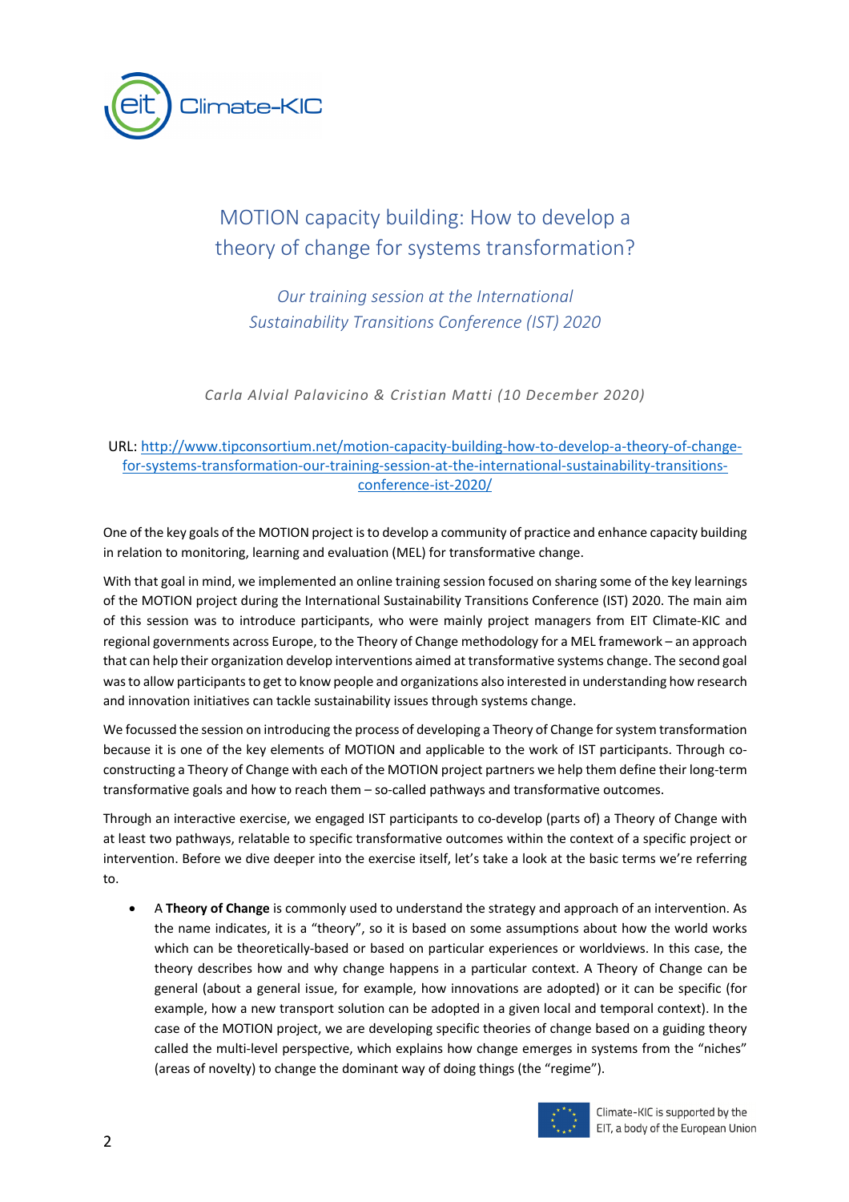# MOTION capacity building: How to develop a theory of change for systems transformation?

*Our training session at the International Sustainability Transitions Conference (IST) 2020*

*Carla Alvial Palavicino & Cristian Matti (10 December 2020)*

URL: [http://www.tipconsortium.net/motion-capacity-building-how-to-develop-a-theory-of-change-for-systems-transformation-our-training-session-at-the-international-sustainability-transitions-conference-ist-2020/](http://www.tipconsortium.net/motion-capacity-building-how-to-develop-a-theory-of-change-for-systems-transformation-our-training-session-at-the-international-sustainability-transitions-conference-ist-2020/)

One of the key goals of the MOTION project is to develop a community of practice and enhance capacity building in relation to monitoring, learning and evaluation (MEL) for transformative change.

With that goal in mind, we implemented an online training session focused on sharing some of the key learnings of the MOTION project during the International Sustainability Transitions Conference (IST) 2020. The main aim of this session was to introduce participants, who were mainly project managers from EIT Climate-KIC and regional governments across Europe, to the Theory of Change methodology for a MEL framework – an approach that can help their organization develop interventions aimed at transformative systems change. The second goal was to allow participants to get to know people and organizations also interested in understanding how research and innovation initiatives can tackle sustainability issues through systems change.

We focussed the session on introducing the process of developing a Theory of Change for system transformation because it is one of the key elements of MOTION and applicable to the work of IST participants. Through co-constructing a Theory of Change with each of the MOTION project partners we help them define their long-term transformative goals and how to reach them – so-called pathways and transformative outcomes.

Through an interactive exercise, we engaged IST participants to co-develop (parts of) a Theory of Change with at least two pathways, relatable to specific transformative outcomes within the context of a specific project or intervention. Before we dive deeper into the exercise itself, let's take a look at the basic terms we're referring to.

- A **Theory of Change** is commonly used to understand the strategy and approach of an intervention. As the name indicates, it is a "theory", so it is based on some assumptions about how the world works which can be theoretically-based or based on particular experiences or worldviews. In this case, the theory describes how and why change happens in a particular context. A Theory of Change can be general (about a general issue, for example, how innovations are adopted) or it can be specific (for example, how a new transport solution can be adopted in a given local and temporal context). In the case of the MOTION project, we are developing specific theories of change based on a guiding theory called the multi-level perspective, which explains how change emerges in systems from the "niches" (areas of novelty) to change the dominant way of doing things (the "regime").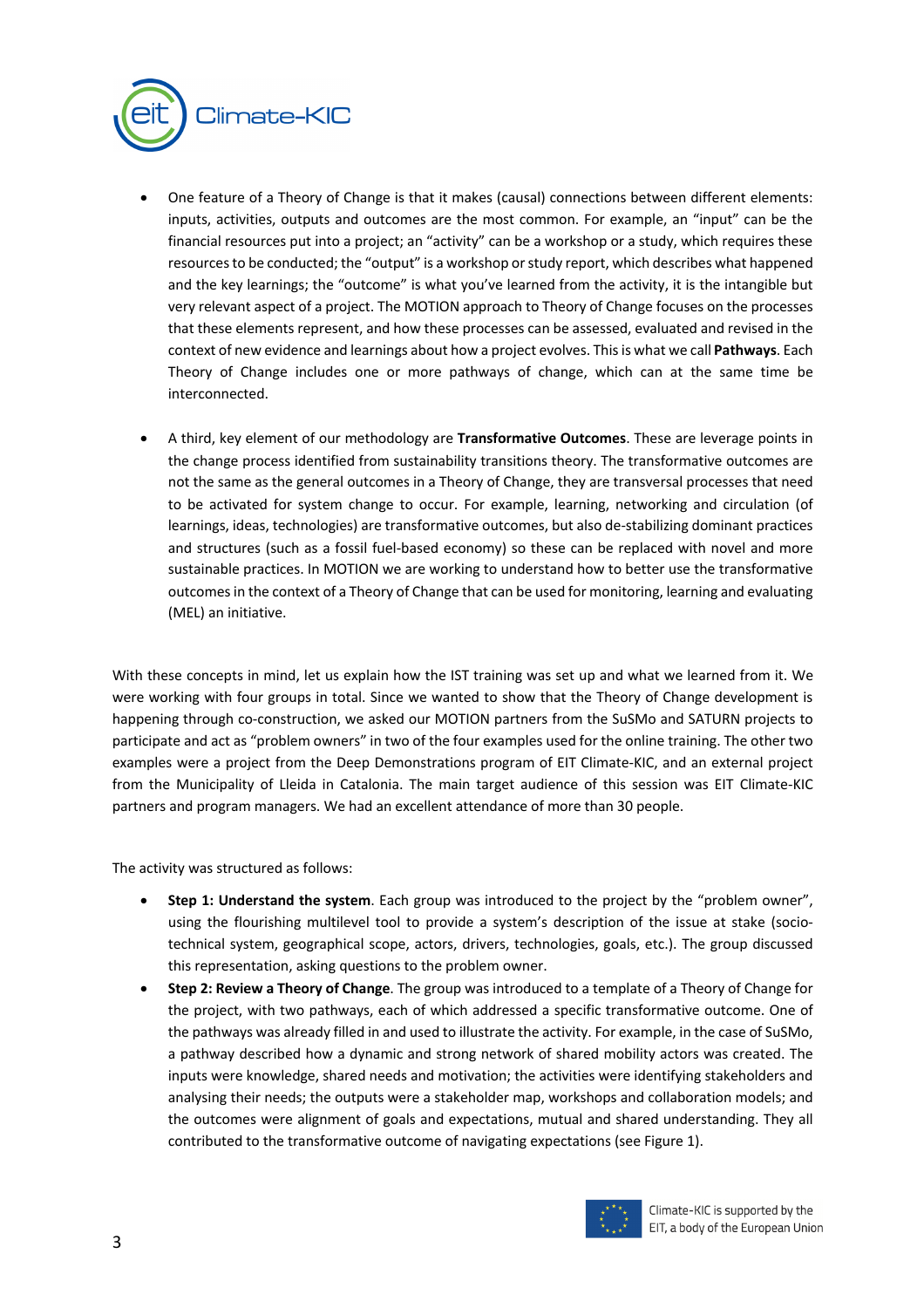- One feature of a Theory of Change is that it makes (causal) connections between different elements: inputs, activities, outputs and outcomes are the most common. For example, an "input" can be the financial resources put into a project; an "activity" can be a workshop or a study, which requires these resources to be conducted; the "output" is a workshop or study report, which describes what happened and the key learnings; the "outcome" is what you've learned from the activity, it is the intangible but very relevant aspect of a project. The MOTION approach to Theory of Change focuses on the processes that these elements represent, and how these processes can be assessed, evaluated and revised in the context of new evidence and learnings about how a project evolves. This is what we call **Pathways**. Each Theory of Change includes one or more pathways of change, which can at the same time be interconnected.

- A third, key element of our methodology are **Transformative Outcomes**. These are leverage points in the change process identified from sustainability transitions theory. The transformative outcomes are not the same as the general outcomes in a Theory of Change, they are transversal processes that need to be activated for system change to occur. For example, learning, networking and circulation (of learnings, ideas, technologies) are transformative outcomes, but also de-stabilizing dominant practices and structures (such as a fossil fuel-based economy) so these can be replaced with novel and more sustainable practices. In MOTION we are working to understand how to better use the transformative outcomes in the context of a Theory of Change that can be used for monitoring, learning and evaluating (MEL) an initiative.

With these concepts in mind, let us explain how the IST training was set up and what we learned from it. We were working with four groups in total. Since we wanted to show that the Theory of Change development is happening through co-construction, we asked our MOTION partners from the SuSMo and SATURN projects to participate and act as "problem owners" in two of the four examples used for the online training. The other two examples were a project from the Deep Demonstrations program of EIT Climate-KIC, and an external project from the Municipality of Lleida in Catalonia. The main target audience of this session was EIT Climate-KIC partners and program managers. We had an excellent attendance of more than 30 people.

The activity was structured as follows:

- **Step 1: Understand the system**. Each group was introduced to the project by the "problem owner", using the flourishing multilevel tool to provide a system's description of the issue at stake (socio-technical system, geographical scope, actors, drivers, technologies, goals, etc.). The group discussed this representation, asking questions to the problem owner.
- **Step 2: Review a Theory of Change**. The group was introduced to a template of a Theory of Change for the project, with two pathways, each of which addressed a specific transformative outcome. One of the pathways was already filled in and used to illustrate the activity. For example, in the case of SuSMo, a pathway described how a dynamic and strong network of shared mobility actors was created. The inputs were knowledge, shared needs and motivation; the activities were identifying stakeholders and analysing their needs; the outputs were a stakeholder map, workshops and collaboration models; and the outcomes were alignment of goals and expectations, mutual and shared understanding. They all contributed to the transformative outcome of navigating expectations (see Figure 1).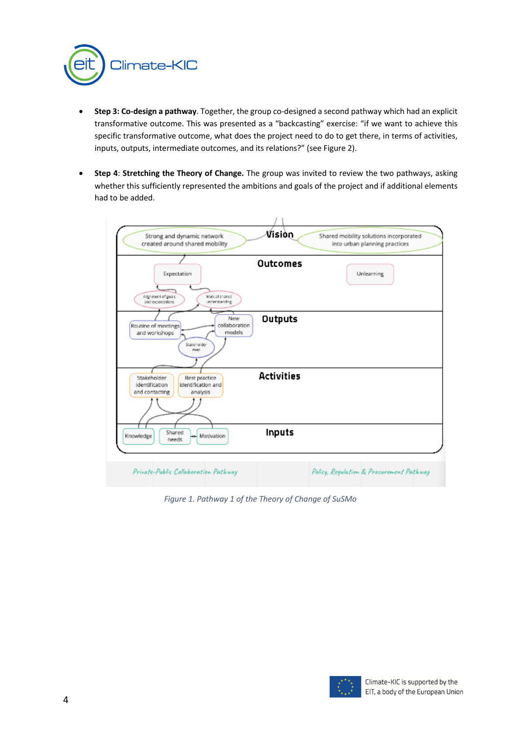- **Step 3: Co-design a pathway**. Together, the group co-designed a second pathway which had an explicit transformative outcome. This was presented as a "backcasting" exercise: "if we want to achieve this specific transformative outcome, what does the project need to do to get there, in terms of activities, inputs, outputs, intermediate outcomes, and its relations?" (see Figure 2).

- **Step 4**: **Stretching the Theory of Change.** The group was invited to review the two pathways, asking whether this sufficiently represented the ambitions and goals of the project and if additional elements had to be added.

*Figure 1. Pathway 1 of the Theory of Change of SuSMo*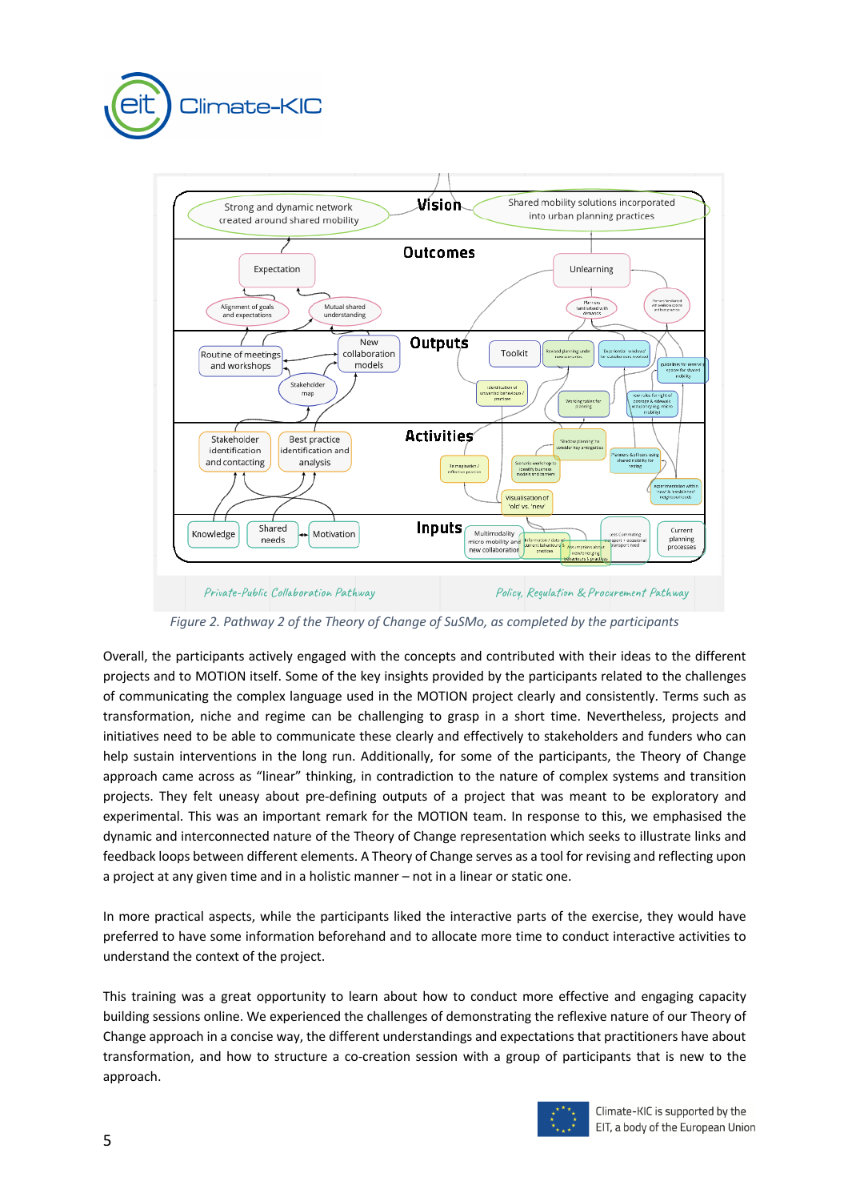Vision

Strong and dynamic network created around shared mobility

Shared mobility solutions incorporated into urban planning practices

Outcomes

Expectation

Unlearning

Alignment of goals and expectations

Mutual shared understanding

Outputs

Routine of meetings and workshops

New collaboration models

Stakeholder map

Toolkit

Activities

Stakeholder identification and contacting

Best practice identification and analysis

Visualisation of 'old' vs. 'new'

Inputs

Knowledge

Shared needs

Motivation

Multimodality micro mobility and new collaboration

Current planning processes

Private-Public Collaboration Pathway

Policy, Regulation & Procurement Pathway

*Figure 2. Pathway 2 of the Theory of Change of SuSMo, as completed by the participants*

Overall, the participants actively engaged with the concepts and contributed with their ideas to the different projects and to MOTION itself. Some of the key insights provided by the participants related to the challenges of communicating the complex language used in the MOTION project clearly and consistently. Terms such as transformation, niche and regime can be challenging to grasp in a short time. Nevertheless, projects and initiatives need to be able to communicate these clearly and effectively to stakeholders and funders who can help sustain interventions in the long run. Additionally, for some of the participants, the Theory of Change approach came across as "linear" thinking, in contradiction to the nature of complex systems and transition projects. They felt uneasy about pre-defining outputs of a project that was meant to be exploratory and experimental. This was an important remark for the MOTION team. In response to this, we emphasised the dynamic and interconnected nature of the Theory of Change representation which seeks to illustrate links and feedback loops between different elements. A Theory of Change serves as a tool for revising and reflecting upon a project at any given time and in a holistic manner – not in a linear or static one.

In more practical aspects, while the participants liked the interactive parts of the exercise, they would have preferred to have some information beforehand and to allocate more time to conduct interactive activities to understand the context of the project.

This training was a great opportunity to learn about how to conduct more effective and engaging capacity building sessions online. We experienced the challenges of demonstrating the reflexive nature of our Theory of Change approach in a concise way, the different understandings and expectations that practitioners have about transformation, and how to structure a co-creation session with a group of participants that is new to the approach.